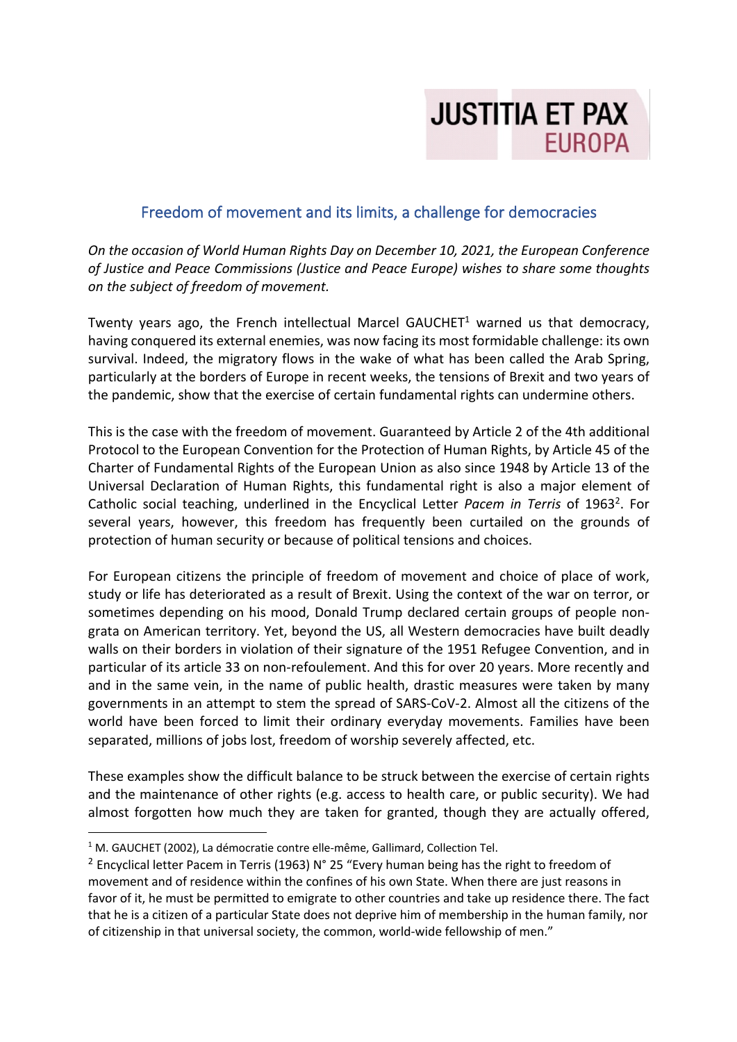JUSTITIA ET PAX
EUROPA

## Freedom of movement and its limits, a challenge for democracies

*On the occasion of World Human Rights Day on December 10, 2021, the European Conference of Justice and Peace Commissions (Justice and Peace Europe) wishes to share some thoughts on the subject of freedom of movement.*

Twenty years ago, the French intellectual Marcel GAUCHET[1] warned us that democracy, having conquered its external enemies, was now facing its most formidable challenge: its own survival. Indeed, the migratory flows in the wake of what has been called the Arab Spring, particularly at the borders of Europe in recent weeks, the tensions of Brexit and two years of the pandemic, show that the exercise of certain fundamental rights can undermine others.

This is the case with the freedom of movement. Guaranteed by Article 2 of the 4th additional Protocol to the European Convention for the Protection of Human Rights, by Article 45 of the Charter of Fundamental Rights of the European Union as also since 1948 by Article 13 of the Universal Declaration of Human Rights, this fundamental right is also a major element of Catholic social teaching, underlined in the Encyclical Letter *Pacem in Terris* of 1963[2]. For several years, however, this freedom has frequently been curtailed on the grounds of protection of human security or because of political tensions and choices.

For European citizens the principle of freedom of movement and choice of place of work, study or life has deteriorated as a result of Brexit. Using the context of the war on terror, or sometimes depending on his mood, Donald Trump declared certain groups of people non-grata on American territory. Yet, beyond the US, all Western democracies have built deadly walls on their borders in violation of their signature of the 1951 Refugee Convention, and in particular of its article 33 on non-refoulement. And this for over 20 years. More recently and and in the same vein, in the name of public health, drastic measures were taken by many governments in an attempt to stem the spread of SARS-CoV-2. Almost all the citizens of the world have been forced to limit their ordinary everyday movements. Families have been separated, millions of jobs lost, freedom of worship severely affected, etc.

These examples show the difficult balance to be struck between the exercise of certain rights and the maintenance of other rights (e.g. access to health care, or public security). We had almost forgotten how much they are taken for granted, though they are actually offered,

---

[1] M. GAUCHET (2002), La démocratie contre elle-même, Gallimard, Collection Tel.

[2] Encyclical letter Pacem in Terris (1963) N° 25 "Every human being has the right to freedom of movement and of residence within the confines of his own State. When there are just reasons in favor of it, he must be permitted to emigrate to other countries and take up residence there. The fact that he is a citizen of a particular State does not deprive him of membership in the human family, nor of citizenship in that universal society, the common, world-wide fellowship of men."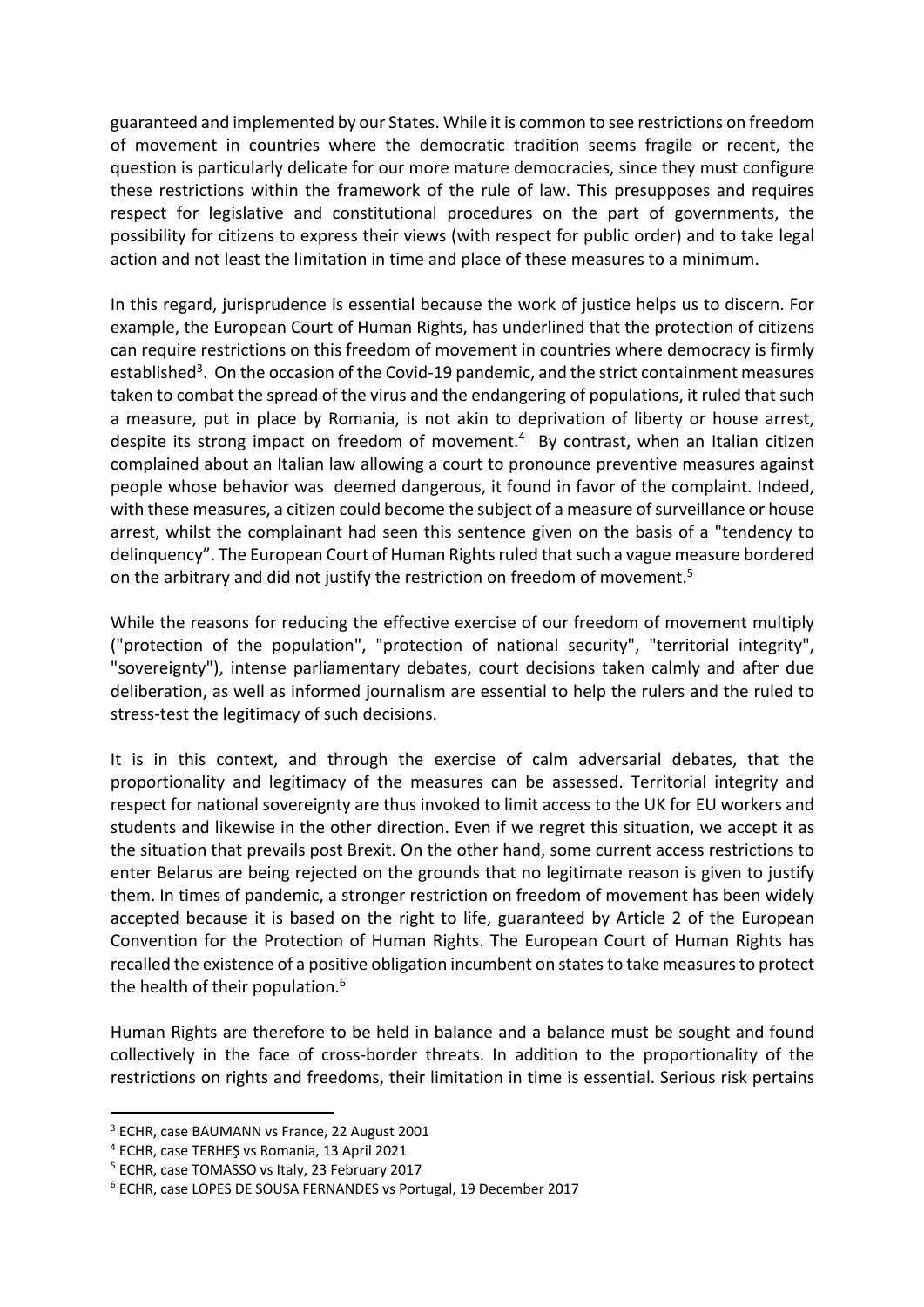guaranteed and implemented by our States. While it is common to see restrictions on freedom of movement in countries where the democratic tradition seems fragile or recent, the question is particularly delicate for our more mature democracies, since they must configure these restrictions within the framework of the rule of law. This presupposes and requires respect for legislative and constitutional procedures on the part of governments, the possibility for citizens to express their views (with respect for public order) and to take legal action and not least the limitation in time and place of these measures to a minimum.

In this regard, jurisprudence is essential because the work of justice helps us to discern. For example, the European Court of Human Rights, has underlined that the protection of citizens can require restrictions on this freedom of movement in countries where democracy is firmly established[3]. On the occasion of the Covid-19 pandemic, and the strict containment measures taken to combat the spread of the virus and the endangering of populations, it ruled that such a measure, put in place by Romania, is not akin to deprivation of liberty or house arrest, despite its strong impact on freedom of movement.[4] By contrast, when an Italian citizen complained about an Italian law allowing a court to pronounce preventive measures against people whose behavior was deemed dangerous, it found in favor of the complaint. Indeed, with these measures, a citizen could become the subject of a measure of surveillance or house arrest, whilst the complainant had seen this sentence given on the basis of a "tendency to delinquency". The European Court of Human Rights ruled that such a vague measure bordered on the arbitrary and did not justify the restriction on freedom of movement.[5]

While the reasons for reducing the effective exercise of our freedom of movement multiply ("protection of the population", "protection of national security", "territorial integrity", "sovereignty"), intense parliamentary debates, court decisions taken calmly and after due deliberation, as well as informed journalism are essential to help the rulers and the ruled to stress-test the legitimacy of such decisions.

It is in this context, and through the exercise of calm adversarial debates, that the proportionality and legitimacy of the measures can be assessed. Territorial integrity and respect for national sovereignty are thus invoked to limit access to the UK for EU workers and students and likewise in the other direction. Even if we regret this situation, we accept it as the situation that prevails post Brexit. On the other hand, some current access restrictions to enter Belarus are being rejected on the grounds that no legitimate reason is given to justify them. In times of pandemic, a stronger restriction on freedom of movement has been widely accepted because it is based on the right to life, guaranteed by Article 2 of the European Convention for the Protection of Human Rights. The European Court of Human Rights has recalled the existence of a positive obligation incumbent on states to take measures to protect the health of their population.[6]

Human Rights are therefore to be held in balance and a balance must be sought and found collectively in the face of cross-border threats. In addition to the proportionality of the restrictions on rights and freedoms, their limitation in time is essential. Serious risk pertains

---

[3] ECHR, case BAUMANN vs France, 22 August 2001

[4] ECHR, case TERHEŞ vs Romania, 13 April 2021

[5] ECHR, case TOMASSO vs Italy, 23 February 2017

[6] ECHR, case LOPES DE SOUSA FERNANDES vs Portugal, 19 December 2017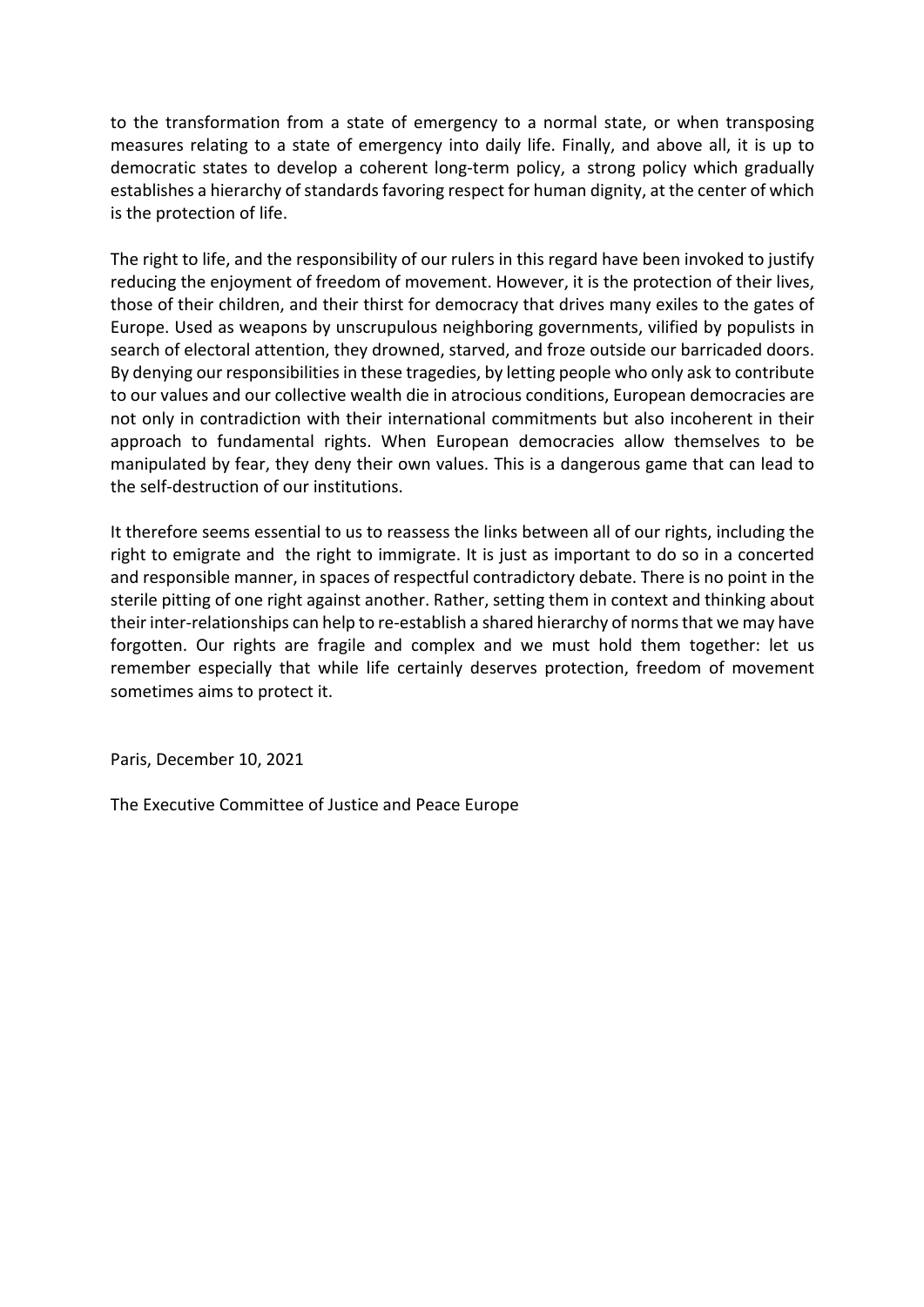to the transformation from a state of emergency to a normal state, or when transposing measures relating to a state of emergency into daily life. Finally, and above all, it is up to democratic states to develop a coherent long-term policy, a strong policy which gradually establishes a hierarchy of standards favoring respect for human dignity, at the center of which is the protection of life.

The right to life, and the responsibility of our rulers in this regard have been invoked to justify reducing the enjoyment of freedom of movement. However, it is the protection of their lives, those of their children, and their thirst for democracy that drives many exiles to the gates of Europe. Used as weapons by unscrupulous neighboring governments, vilified by populists in search of electoral attention, they drowned, starved, and froze outside our barricaded doors. By denying our responsibilities in these tragedies, by letting people who only ask to contribute to our values and our collective wealth die in atrocious conditions, European democracies are not only in contradiction with their international commitments but also incoherent in their approach to fundamental rights. When European democracies allow themselves to be manipulated by fear, they deny their own values. This is a dangerous game that can lead to the self-destruction of our institutions.

It therefore seems essential to us to reassess the links between all of our rights, including the right to emigrate and the right to immigrate. It is just as important to do so in a concerted and responsible manner, in spaces of respectful contradictory debate. There is no point in the sterile pitting of one right against another. Rather, setting them in context and thinking about their inter-relationships can help to re-establish a shared hierarchy of norms that we may have forgotten. Our rights are fragile and complex and we must hold them together: let us remember especially that while life certainly deserves protection, freedom of movement sometimes aims to protect it.

Paris, December 10, 2021

The Executive Committee of Justice and Peace Europe